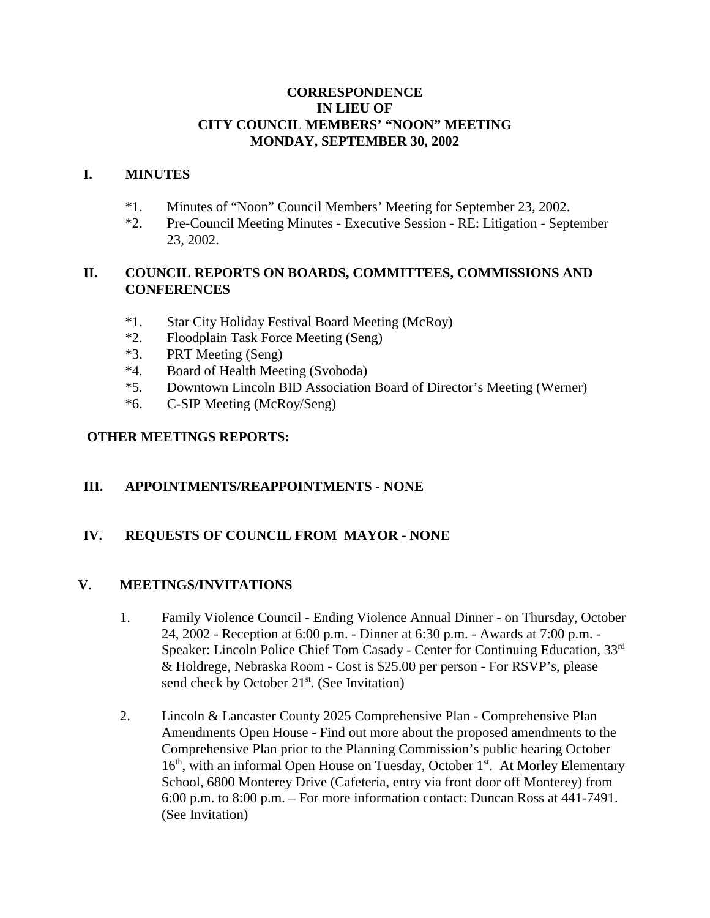# CORRESPONDENCE
# IN LIEU OF
# CITY COUNCIL MEMBERS' "NOON" MEETING
# MONDAY, SEPTEMBER 30, 2002

## I. MINUTES

*1. Minutes of "Noon" Council Members' Meeting for September 23, 2002.
*2. Pre-Council Meeting Minutes - Executive Session - RE: Litigation - September 23, 2002.

## II. COUNCIL REPORTS ON BOARDS, COMMITTEES, COMMISSIONS AND CONFERENCES

*1. Star City Holiday Festival Board Meeting (McRoy)
*2. Floodplain Task Force Meeting (Seng)
*3. PRT Meeting (Seng)
*4. Board of Health Meeting (Svoboda)
*5. Downtown Lincoln BID Association Board of Director's Meeting (Werner)
*6. C-SIP Meeting (McRoy/Seng)

**OTHER MEETINGS REPORTS:**

## III. APPOINTMENTS/REAPPOINTMENTS - NONE

## IV. REQUESTS OF COUNCIL FROM MAYOR - NONE

## V. MEETINGS/INVITATIONS

1. Family Violence Council - Ending Violence Annual Dinner - on Thursday, October 24, 2002 - Reception at 6:00 p.m. - Dinner at 6:30 p.m. - Awards at 7:00 p.m. - Speaker: Lincoln Police Chief Tom Casady - Center for Continuing Education, 33rd & Holdrege, Nebraska Room - Cost is $25.00 per person - For RSVP's, please send check by October 21st. (See Invitation)

2. Lincoln & Lancaster County 2025 Comprehensive Plan - Comprehensive Plan Amendments Open House - Find out more about the proposed amendments to the Comprehensive Plan prior to the Planning Commission's public hearing October 16th, with an informal Open House on Tuesday, October 1st. At Morley Elementary School, 6800 Monterey Drive (Cafeteria, entry via front door off Monterey) from 6:00 p.m. to 8:00 p.m. – For more information contact: Duncan Ross at 441-7491. (See Invitation)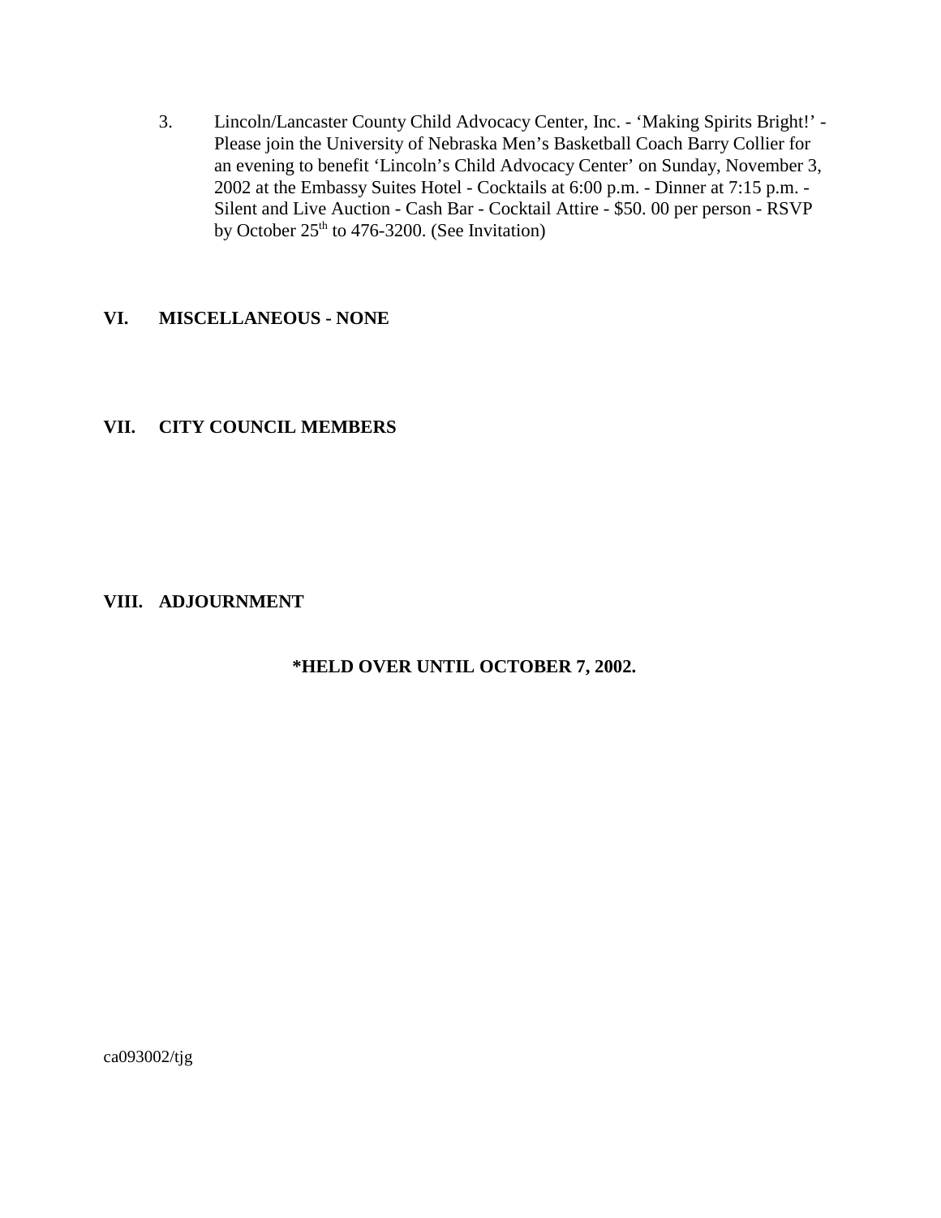3. Lincoln/Lancaster County Child Advocacy Center, Inc. - 'Making Spirits Bright!' - Please join the University of Nebraska Men's Basketball Coach Barry Collier for an evening to benefit 'Lincoln's Child Advocacy Center' on Sunday, November 3, 2002 at the Embassy Suites Hotel - Cocktails at 6:00 p.m. - Dinner at 7:15 p.m. - Silent and Live Auction - Cash Bar - Cocktail Attire - $50. 00 per person - RSVP by October 25th to 476-3200. (See Invitation)

## VI. MISCELLANEOUS - NONE

## VII. CITY COUNCIL MEMBERS

## VIII. ADJOURNMENT

**\*HELD OVER UNTIL OCTOBER 7, 2002.**

ca093002/tjg